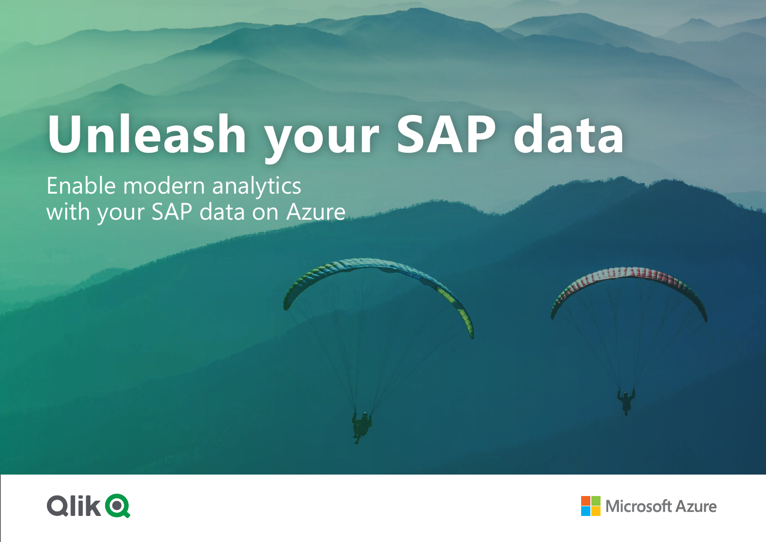# Unleash your SAP data

Enable modern analytics
with your SAP data on Azure

Qlik

Microsoft Azure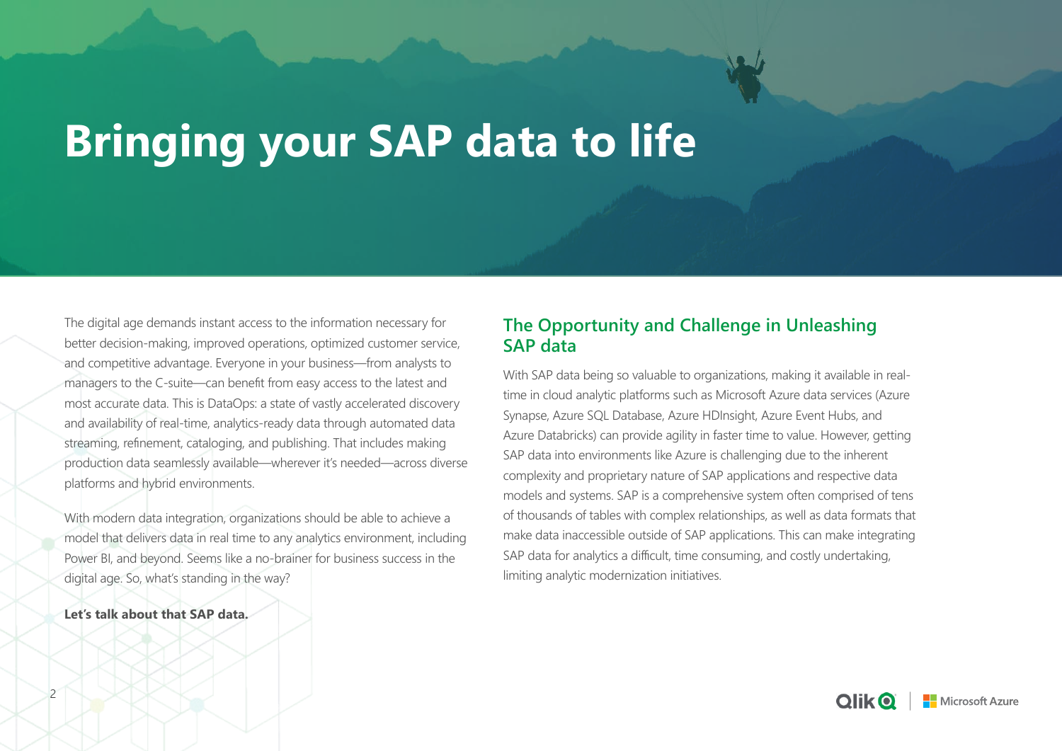# Bringing your SAP data to life

The digital age demands instant access to the information necessary for better decision-making, improved operations, optimized customer service, and competitive advantage. Everyone in your business—from analysts to managers to the C-suite—can benefit from easy access to the latest and most accurate data. This is DataOps: a state of vastly accelerated discovery and availability of real-time, analytics-ready data through automated data streaming, refinement, cataloging, and publishing. That includes making production data seamlessly available—wherever it's needed—across diverse platforms and hybrid environments.

With modern data integration, organizations should be able to achieve a model that delivers data in real time to any analytics environment, including Power BI, and beyond. Seems like a no-brainer for business success in the digital age. So, what's standing in the way?

**Let's talk about that SAP data.**

## The Opportunity and Challenge in Unleashing SAP data

With SAP data being so valuable to organizations, making it available in real-time in cloud analytic platforms such as Microsoft Azure data services (Azure Synapse, Azure SQL Database, Azure HDInsight, Azure Event Hubs, and Azure Databricks) can provide agility in faster time to value. However, getting SAP data into environments like Azure is challenging due to the inherent complexity and proprietary nature of SAP applications and respective data models and systems. SAP is a comprehensive system often comprised of tens of thousands of tables with complex relationships, as well as data formats that make data inaccessible outside of SAP applications. This can make integrating SAP data for analytics a difficult, time consuming, and costly undertaking, limiting analytic modernization initiatives.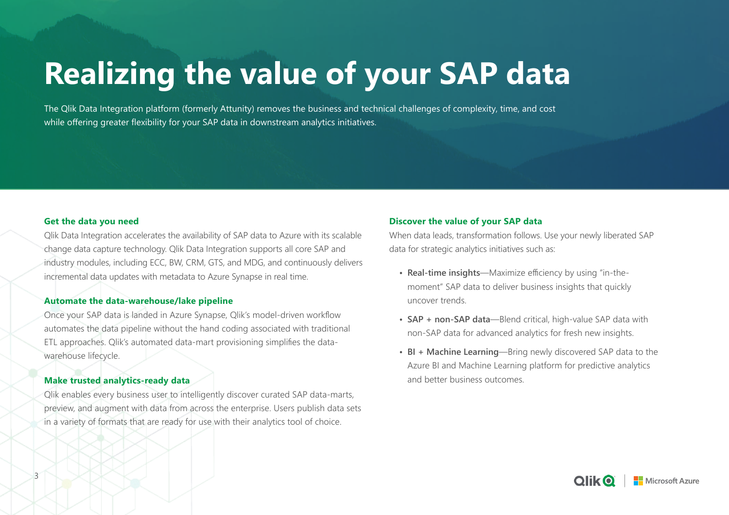# Realizing the value of your SAP data

The Qlik Data Integration platform (formerly Attunity) removes the business and technical challenges of complexity, time, and cost while offering greater flexibility for your SAP data in downstream analytics initiatives.

### Get the data you need

Qlik Data Integration accelerates the availability of SAP data to Azure with its scalable change data capture technology. Qlik Data Integration supports all core SAP and industry modules, including ECC, BW, CRM, GTS, and MDG, and continuously delivers incremental data updates with metadata to Azure Synapse in real time.

### Automate the data-warehouse/lake pipeline

Once your SAP data is landed in Azure Synapse, Qlik's model-driven workflow automates the data pipeline without the hand coding associated with traditional ETL approaches. Qlik's automated data-mart provisioning simplifies the data-warehouse lifecycle.

### Make trusted analytics-ready data

Qlik enables every business user to intelligently discover curated SAP data-marts, preview, and augment with data from across the enterprise. Users publish data sets in a variety of formats that are ready for use with their analytics tool of choice.

### Discover the value of your SAP data

When data leads, transformation follows. Use your newly liberated SAP data for strategic analytics initiatives such as:

- **Real-time insights**—Maximize efficiency by using "in-the-moment" SAP data to deliver business insights that quickly uncover trends.
- **SAP + non-SAP data**—Blend critical, high-value SAP data with non-SAP data for advanced analytics for fresh new insights.
- **BI + Machine Learning**—Bring newly discovered SAP data to the Azure BI and Machine Learning platform for predictive analytics and better business outcomes.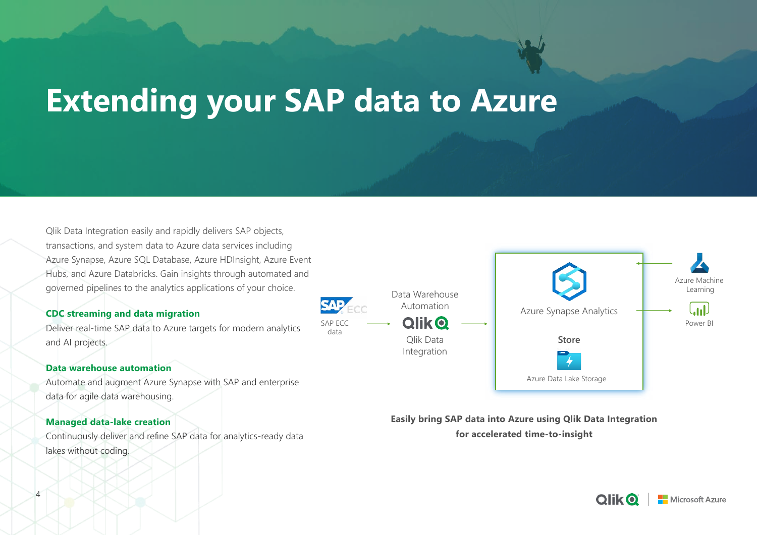# Extending your SAP data to Azure

Qlik Data Integration easily and rapidly delivers SAP objects, transactions, and system data to Azure data services including Azure Synapse, Azure SQL Database, Azure HDInsight, Azure Event Hubs, and Azure Databricks. Gain insights through automated and governed pipelines to the analytics applications of your choice.

**CDC streaming and data migration**

Deliver real-time SAP data to Azure targets for modern analytics and AI projects.

**Data warehouse automation**

Automate and augment Azure Synapse with SAP and enterprise data for agile data warehousing.

**Managed data-lake creation**

Continuously deliver and refine SAP data for analytics-ready data lakes without coding.

SAP ECC data → Data Warehouse Automation / Qlik Data Integration → Azure Synapse Analytics / Store: Azure Data Lake Storage → Azure Machine Learning, Power BI

**Easily bring SAP data into Azure using Qlik Data Integration for accelerated time-to-insight**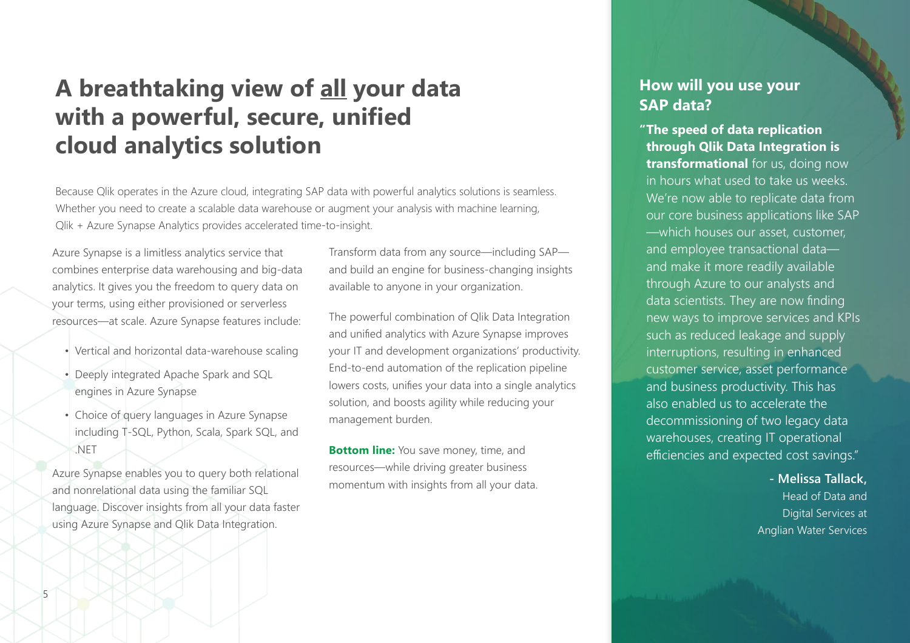# A breathtaking view of <u>all</u> your data with a powerful, secure, unified cloud analytics solution

Because Qlik operates in the Azure cloud, integrating SAP data with powerful analytics solutions is seamless. Whether you need to create a scalable data warehouse or augment your analysis with machine learning, Qlik + Azure Synapse Analytics provides accelerated time-to-insight.

Azure Synapse is a limitless analytics service that combines enterprise data warehousing and big-data analytics. It gives you the freedom to query data on your terms, using either provisioned or serverless resources—at scale. Azure Synapse features include:

- Vertical and horizontal data-warehouse scaling
- Deeply integrated Apache Spark and SQL engines in Azure Synapse
- Choice of query languages in Azure Synapse including T-SQL, Python, Scala, Spark SQL, and .NET

Azure Synapse enables you to query both relational and nonrelational data using the familiar SQL language. Discover insights from all your data faster using Azure Synapse and Qlik Data Integration.

Transform data from any source—including SAP—and build an engine for business-changing insights available to anyone in your organization.

The powerful combination of Qlik Data Integration and unified analytics with Azure Synapse improves your IT and development organizations' productivity. End-to-end automation of the replication pipeline lowers costs, unifies your data into a single analytics solution, and boosts agility while reducing your management burden.

**Bottom line:** You save money, time, and resources—while driving greater business momentum with insights from all your data.

## How will you use your SAP data?

"**The speed of data replication through Qlik Data Integration is transformational** for us, doing now in hours what used to take us weeks. We're now able to replicate data from our core business applications like SAP—which houses our asset, customer, and employee transactional data—and make it more readily available through Azure to our analysts and data scientists. They are now finding new ways to improve services and KPIs such as reduced leakage and supply interruptions, resulting in enhanced customer service, asset performance and business productivity. This has also enabled us to accelerate the decommissioning of two legacy data warehouses, creating IT operational efficiencies and expected cost savings."

**- Melissa Tallack,**
Head of Data and Digital Services at Anglian Water Services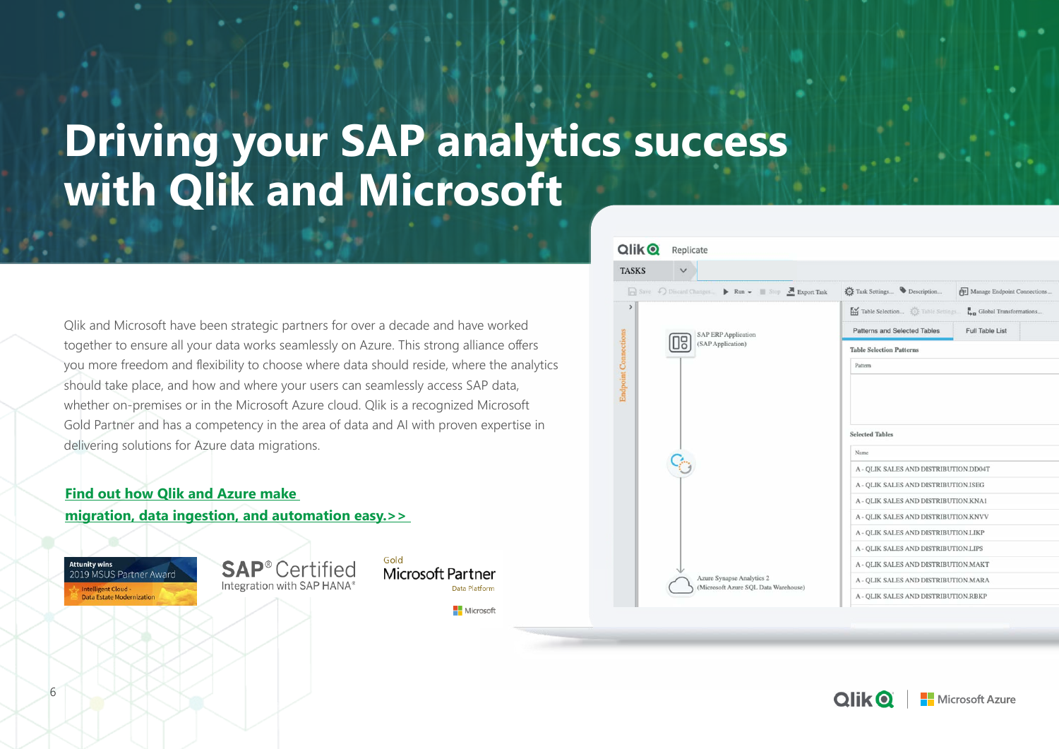# Driving your SAP analytics success with Qlik and Microsoft

Qlik and Microsoft have been strategic partners for over a decade and have worked together to ensure all your data works seamlessly on Azure. This strong alliance offers you more freedom and flexibility to choose where data should reside, where the analytics should take place, and how and where your users can seamlessly access SAP data, whether on-premises or in the Microsoft Azure cloud. Qlik is a recognized Microsoft Gold Partner and has a competency in the area of data and AI with proven expertise in delivering solutions for Azure data migrations.

**Find out how Qlik and Azure make migration, data ingestion, and automation easy.>>**

Attunity wins 2019 MSUS Partner Award Intelligent Cloud - Data Estate Modernization

SAP® Certified Integration with SAP HANA®

Gold Microsoft Partner Data Platform Microsoft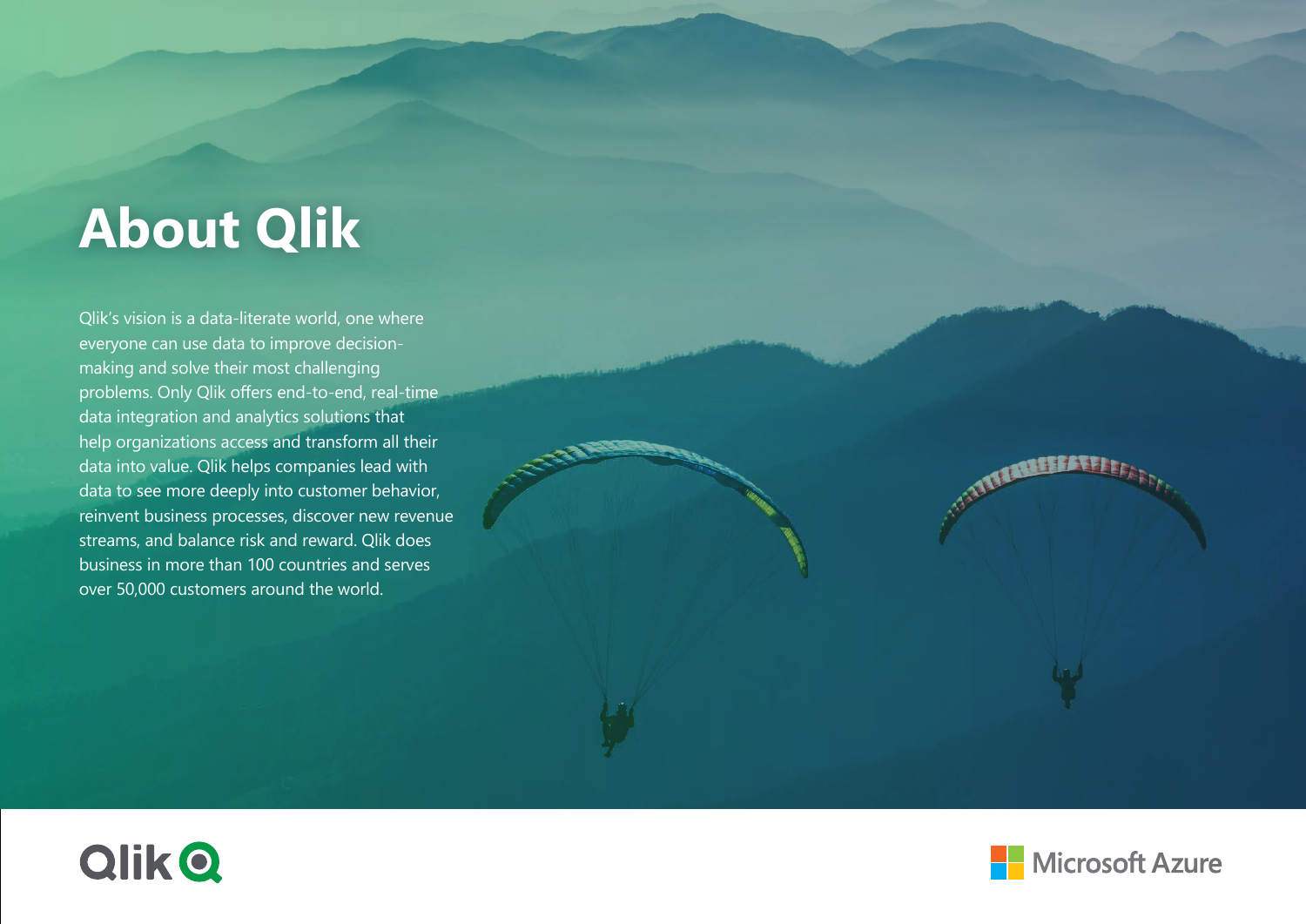# About Qlik

Qlik's vision is a data-literate world, one where everyone can use data to improve decision-making and solve their most challenging problems. Only Qlik offers end-to-end, real-time data integration and analytics solutions that help organizations access and transform all their data into value. Qlik helps companies lead with data to see more deeply into customer behavior, reinvent business processes, discover new revenue streams, and balance risk and reward. Qlik does business in more than 100 countries and serves over 50,000 customers around the world.

Qlik

Microsoft Azure